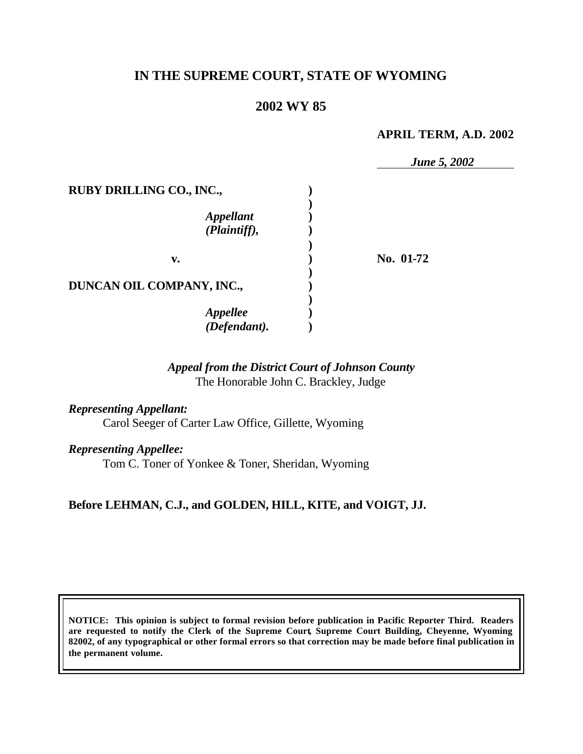# IN THE SUPREME COURT, STATE OF WYOMING

## 2002 WY 85

**APRIL TERM, A.D. 2002**

*June 5, 2002*

| | | |
|---|---|---|
| **RUBY DRILLING CO., INC.,** *Appellant (Plaintiff),* | ) | |
| **v.** | ) | **No. 01-72** |
| **DUNCAN OIL COMPANY, INC.,** *Appellee (Defendant).* | ) | |

*Appeal from the District Court of Johnson County*
The Honorable John C. Brackley, Judge

*Representing Appellant:*
Carol Seeger of Carter Law Office, Gillette, Wyoming

*Representing Appellee:*
Tom C. Toner of Yonkee & Toner, Sheridan, Wyoming

**Before LEHMAN, C.J., and GOLDEN, HILL, KITE, and VOIGT, JJ.**

**NOTICE: This opinion is subject to formal revision before publication in Pacific Reporter Third. Readers are requested to notify the Clerk of the Supreme Court, Supreme Court Building, Cheyenne, Wyoming 82002, of any typographical or other formal errors so that correction may be made before final publication in the permanent volume.**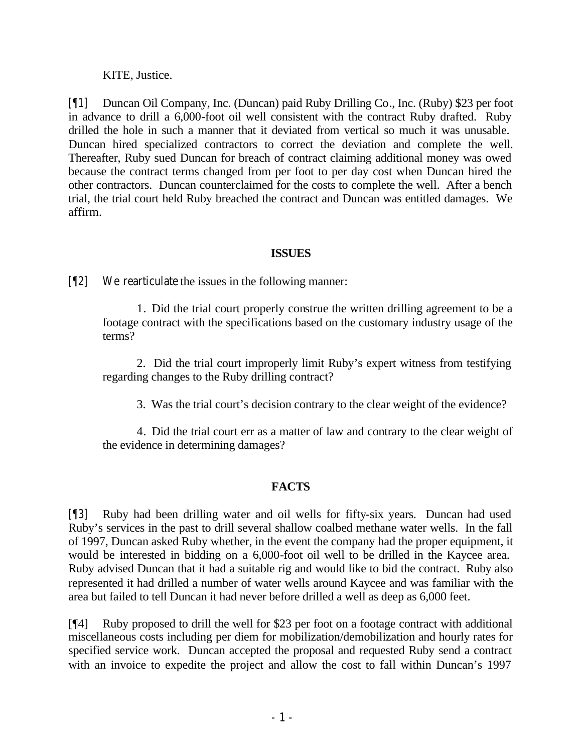KITE, Justice.

[¶1] Duncan Oil Company, Inc. (Duncan) paid Ruby Drilling Co., Inc. (Ruby) $23 per foot in advance to drill a 6,000-foot oil well consistent with the contract Ruby drafted. Ruby drilled the hole in such a manner that it deviated from vertical so much it was unusable. Duncan hired specialized contractors to correct the deviation and complete the well. Thereafter, Ruby sued Duncan for breach of contract claiming additional money was owed because the contract terms changed from per foot to per day cost when Duncan hired the other contractors. Duncan counterclaimed for the costs to complete the well. After a bench trial, the trial court held Ruby breached the contract and Duncan was entitled damages. We affirm.

## ISSUES

[¶2] We rearticulate the issues in the following manner:

> 1. Did the trial court properly construe the written drilling agreement to be a footage contract with the specifications based on the customary industry usage of the terms?
>
> 2. Did the trial court improperly limit Ruby's expert witness from testifying regarding changes to the Ruby drilling contract?
>
> 3. Was the trial court's decision contrary to the clear weight of the evidence?
>
> 4. Did the trial court err as a matter of law and contrary to the clear weight of the evidence in determining damages?

## FACTS

[¶3] Ruby had been drilling water and oil wells for fifty-six years. Duncan had used Ruby's services in the past to drill several shallow coalbed methane water wells. In the fall of 1997, Duncan asked Ruby whether, in the event the company had the proper equipment, it would be interested in bidding on a 6,000-foot oil well to be drilled in the Kaycee area. Ruby advised Duncan that it had a suitable rig and would like to bid the contract. Ruby also represented it had drilled a number of water wells around Kaycee and was familiar with the area but failed to tell Duncan it had never before drilled a well as deep as 6,000 feet.

[¶4] Ruby proposed to drill the well for $23 per foot on a footage contract with additional miscellaneous costs including per diem for mobilization/demobilization and hourly rates for specified service work. Duncan accepted the proposal and requested Ruby send a contract with an invoice to expedite the project and allow the cost to fall within Duncan's 1997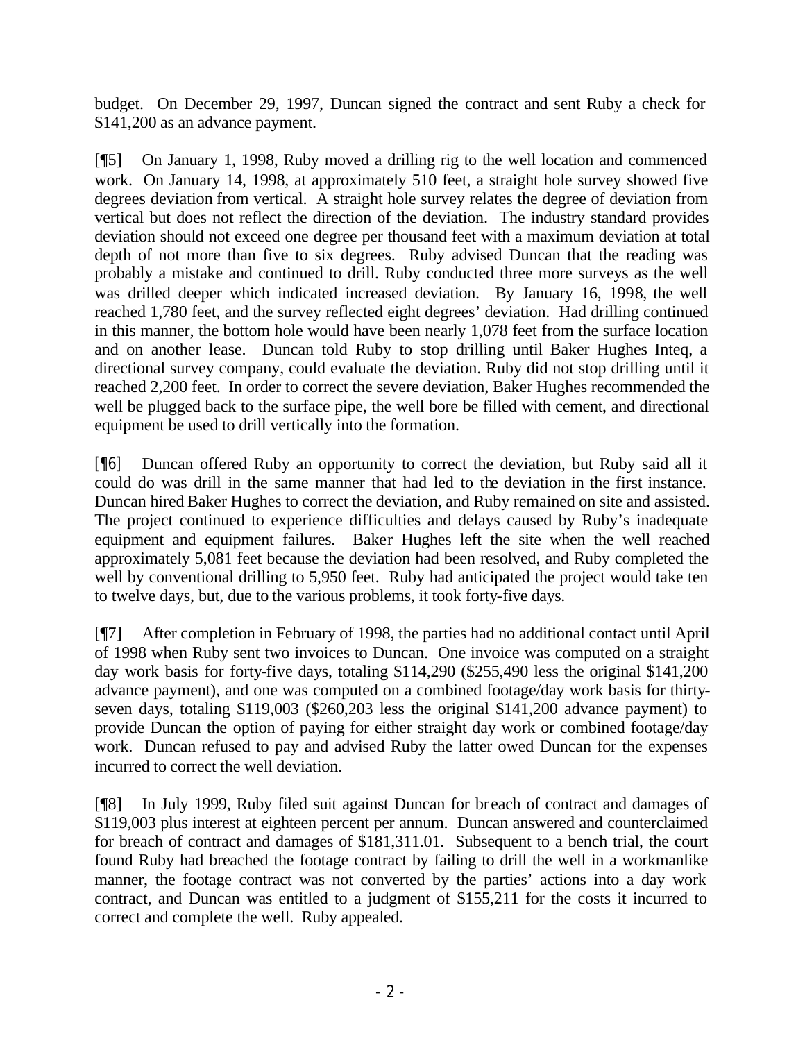budget. On December 29, 1997, Duncan signed the contract and sent Ruby a check for $141,200 as an advance payment.

[¶5] On January 1, 1998, Ruby moved a drilling rig to the well location and commenced work. On January 14, 1998, at approximately 510 feet, a straight hole survey showed five degrees deviation from vertical. A straight hole survey relates the degree of deviation from vertical but does not reflect the direction of the deviation. The industry standard provides deviation should not exceed one degree per thousand feet with a maximum deviation at total depth of not more than five to six degrees. Ruby advised Duncan that the reading was probably a mistake and continued to drill. Ruby conducted three more surveys as the well was drilled deeper which indicated increased deviation. By January 16, 1998, the well reached 1,780 feet, and the survey reflected eight degrees' deviation. Had drilling continued in this manner, the bottom hole would have been nearly 1,078 feet from the surface location and on another lease. Duncan told Ruby to stop drilling until Baker Hughes Inteq, a directional survey company, could evaluate the deviation. Ruby did not stop drilling until it reached 2,200 feet. In order to correct the severe deviation, Baker Hughes recommended the well be plugged back to the surface pipe, the well bore be filled with cement, and directional equipment be used to drill vertically into the formation.

[¶6] Duncan offered Ruby an opportunity to correct the deviation, but Ruby said all it could do was drill in the same manner that had led to the deviation in the first instance. Duncan hired Baker Hughes to correct the deviation, and Ruby remained on site and assisted. The project continued to experience difficulties and delays caused by Ruby's inadequate equipment and equipment failures. Baker Hughes left the site when the well reached approximately 5,081 feet because the deviation had been resolved, and Ruby completed the well by conventional drilling to 5,950 feet. Ruby had anticipated the project would take ten to twelve days, but, due to the various problems, it took forty-five days.

[¶7] After completion in February of 1998, the parties had no additional contact until April of 1998 when Ruby sent two invoices to Duncan. One invoice was computed on a straight day work basis for forty-five days, totaling $114,290 ($255,490 less the original $141,200 advance payment), and one was computed on a combined footage/day work basis for thirty-seven days, totaling $119,003 ($260,203 less the original $141,200 advance payment) to provide Duncan the option of paying for either straight day work or combined footage/day work. Duncan refused to pay and advised Ruby the latter owed Duncan for the expenses incurred to correct the well deviation.

[¶8] In July 1999, Ruby filed suit against Duncan for breach of contract and damages of $119,003 plus interest at eighteen percent per annum. Duncan answered and counterclaimed for breach of contract and damages of $181,311.01. Subsequent to a bench trial, the court found Ruby had breached the footage contract by failing to drill the well in a workmanlike manner, the footage contract was not converted by the parties' actions into a day work contract, and Duncan was entitled to a judgment of $155,211 for the costs it incurred to correct and complete the well. Ruby appealed.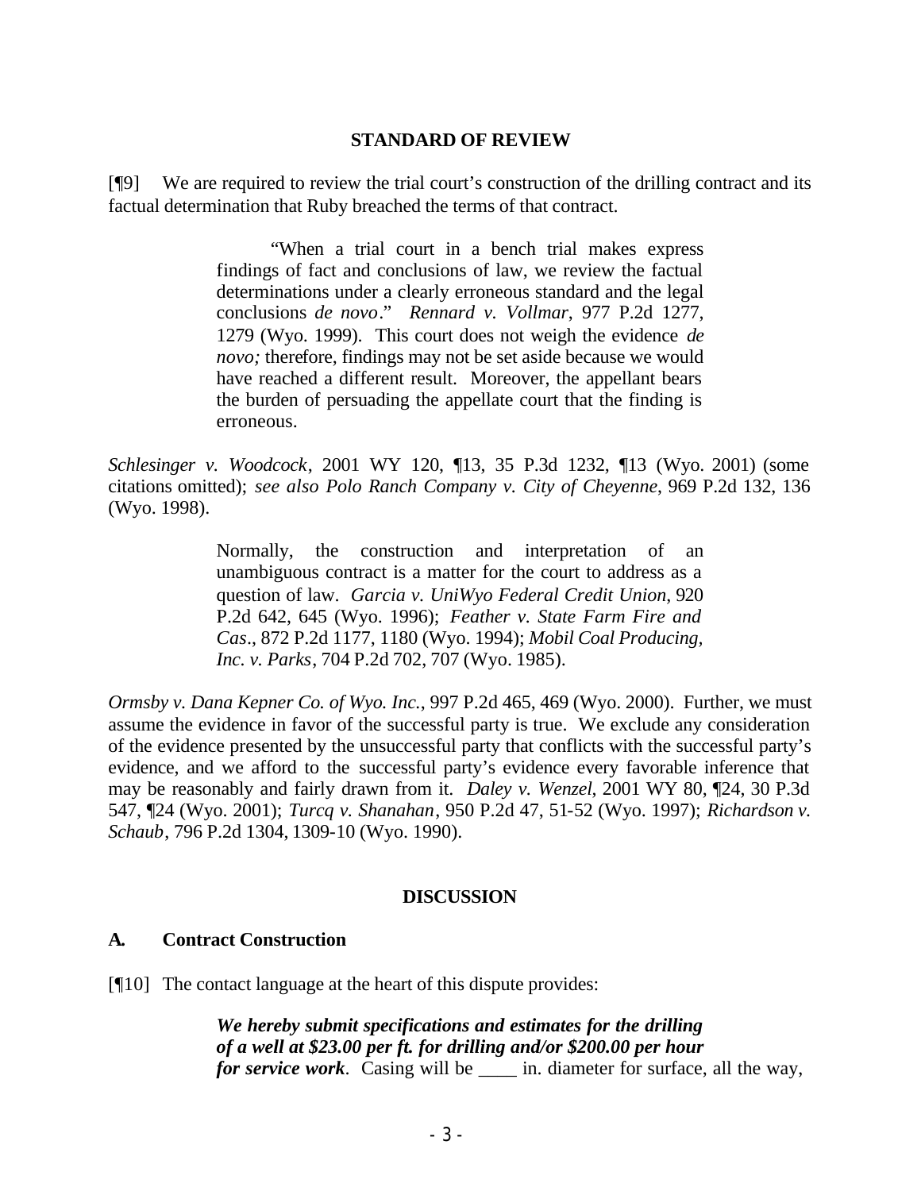## STANDARD OF REVIEW

[¶9] We are required to review the trial court's construction of the drilling contract and its factual determination that Ruby breached the terms of that contract.

> "When a trial court in a bench trial makes express findings of fact and conclusions of law, we review the factual determinations under a clearly erroneous standard and the legal conclusions *de novo*." *Rennard v. Vollmar*, 977 P.2d 1277, 1279 (Wyo. 1999). This court does not weigh the evidence *de novo;* therefore, findings may not be set aside because we would have reached a different result. Moreover, the appellant bears the burden of persuading the appellate court that the finding is erroneous.

*Schlesinger v. Woodcock*, 2001 WY 120, ¶13, 35 P.3d 1232, ¶13 (Wyo. 2001) (some citations omitted); *see also Polo Ranch Company v. City of Cheyenne*, 969 P.2d 132, 136 (Wyo. 1998).

> Normally, the construction and interpretation of an unambiguous contract is a matter for the court to address as a question of law. *Garcia v. UniWyo Federal Credit Union*, 920 P.2d 642, 645 (Wyo. 1996); *Feather v. State Farm Fire and Cas*., 872 P.2d 1177, 1180 (Wyo. 1994); *Mobil Coal Producing, Inc. v. Parks*, 704 P.2d 702, 707 (Wyo. 1985).

*Ormsby v. Dana Kepner Co. of Wyo. Inc.*, 997 P.2d 465, 469 (Wyo. 2000). Further, we must assume the evidence in favor of the successful party is true. We exclude any consideration of the evidence presented by the unsuccessful party that conflicts with the successful party's evidence, and we afford to the successful party's evidence every favorable inference that may be reasonably and fairly drawn from it. *Daley v. Wenzel*, 2001 WY 80, ¶24, 30 P.3d 547, ¶24 (Wyo. 2001); *Turcq v. Shanahan*, 950 P.2d 47, 51-52 (Wyo. 1997); *Richardson v. Schaub*, 796 P.2d 1304, 1309-10 (Wyo. 1990).

## DISCUSSION

### A. Contract Construction

[¶10] The contact language at the heart of this dispute provides:

> ***We hereby submit specifications and estimates for the drilling of a well at $23.00 per ft. for drilling and/or $200.00 per hour for service work***. Casing will be ____ in. diameter for surface, all the way,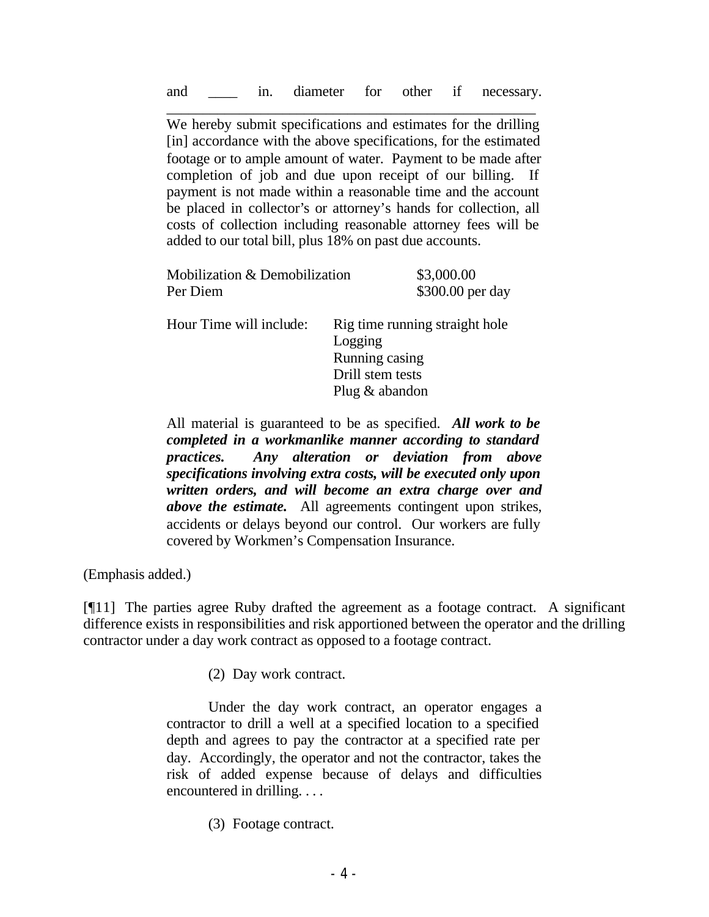> and ____ in. diameter for other if necessary.
>
> We hereby submit specifications and estimates for the drilling [in] accordance with the above specifications, for the estimated footage or to ample amount of water. Payment to be made after completion of job and due upon receipt of our billing. If payment is not made within a reasonable time and the account be placed in collector's or attorney's hands for collection, all costs of collection including reasonable attorney fees will be added to our total bill, plus 18% on past due accounts.
>
> | | |
> |---|---|
> | Mobilization & Demobilization | \$3,000.00 |
> | Per Diem | \$300.00 per day |
>
> Hour Time will include: Rig time running straight hole
> Logging
> Running casing
> Drill stem tests
> Plug & abandon
>
> All material is guaranteed to be as specified. ***All work to be completed in a workmanlike manner according to standard practices. Any alteration or deviation from above specifications involving extra costs, will be executed only upon written orders, and will become an extra charge over and above the estimate.*** All agreements contingent upon strikes, accidents or delays beyond our control. Our workers are fully covered by Workmen's Compensation Insurance.

(Emphasis added.)

[¶11] The parties agree Ruby drafted the agreement as a footage contract. A significant difference exists in responsibilities and risk apportioned between the operator and the drilling contractor under a day work contract as opposed to a footage contract.

> (2) Day work contract.
>
> Under the day work contract, an operator engages a contractor to drill a well at a specified location to a specified depth and agrees to pay the contractor at a specified rate per day. Accordingly, the operator and not the contractor, takes the risk of added expense because of delays and difficulties encountered in drilling. . . .
>
> (3) Footage contract.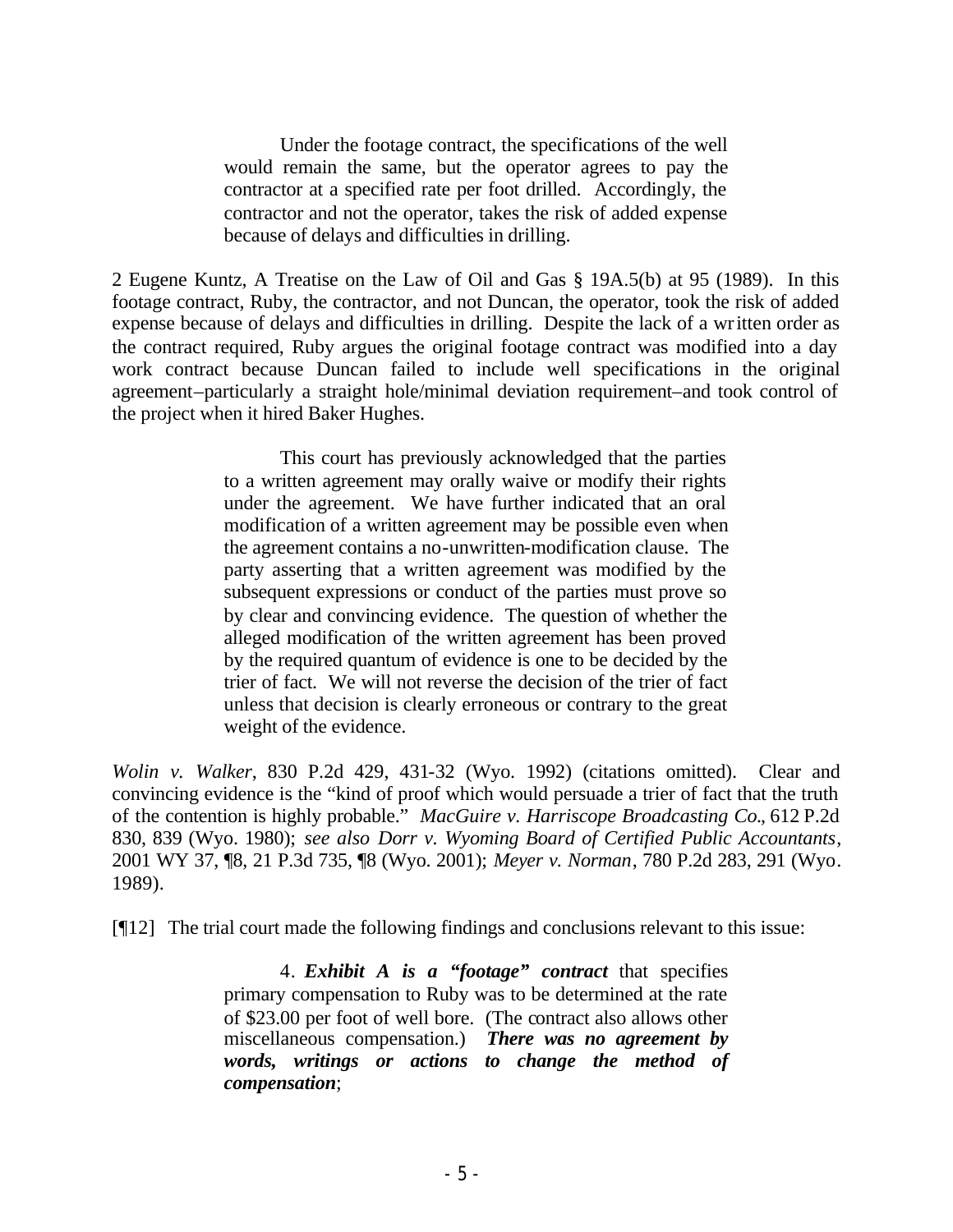> Under the footage contract, the specifications of the well would remain the same, but the operator agrees to pay the contractor at a specified rate per foot drilled. Accordingly, the contractor and not the operator, takes the risk of added expense because of delays and difficulties in drilling.

2 Eugene Kuntz, A Treatise on the Law of Oil and Gas § 19A.5(b) at 95 (1989). In this footage contract, Ruby, the contractor, and not Duncan, the operator, took the risk of added expense because of delays and difficulties in drilling. Despite the lack of a written order as the contract required, Ruby argues the original footage contract was modified into a day work contract because Duncan failed to include well specifications in the original agreement–particularly a straight hole/minimal deviation requirement–and took control of the project when it hired Baker Hughes.

> This court has previously acknowledged that the parties to a written agreement may orally waive or modify their rights under the agreement. We have further indicated that an oral modification of a written agreement may be possible even when the agreement contains a no-unwritten-modification clause. The party asserting that a written agreement was modified by the subsequent expressions or conduct of the parties must prove so by clear and convincing evidence. The question of whether the alleged modification of the written agreement has been proved by the required quantum of evidence is one to be decided by the trier of fact. We will not reverse the decision of the trier of fact unless that decision is clearly erroneous or contrary to the great weight of the evidence.

*Wolin v. Walker*, 830 P.2d 429, 431-32 (Wyo. 1992) (citations omitted). Clear and convincing evidence is the "kind of proof which would persuade a trier of fact that the truth of the contention is highly probable." *MacGuire v. Harriscope Broadcasting Co.*, 612 P.2d 830, 839 (Wyo. 1980); *see also Dorr v. Wyoming Board of Certified Public Accountants*, 2001 WY 37, ¶8, 21 P.3d 735, ¶8 (Wyo. 2001); *Meyer v. Norman*, 780 P.2d 283, 291 (Wyo. 1989).

[¶12] The trial court made the following findings and conclusions relevant to this issue:

> 4. ***Exhibit A is a "footage" contract*** that specifies primary compensation to Ruby was to be determined at the rate of $23.00 per foot of well bore. (The contract also allows other miscellaneous compensation.) ***There was no agreement by words, writings or actions to change the method of compensation***;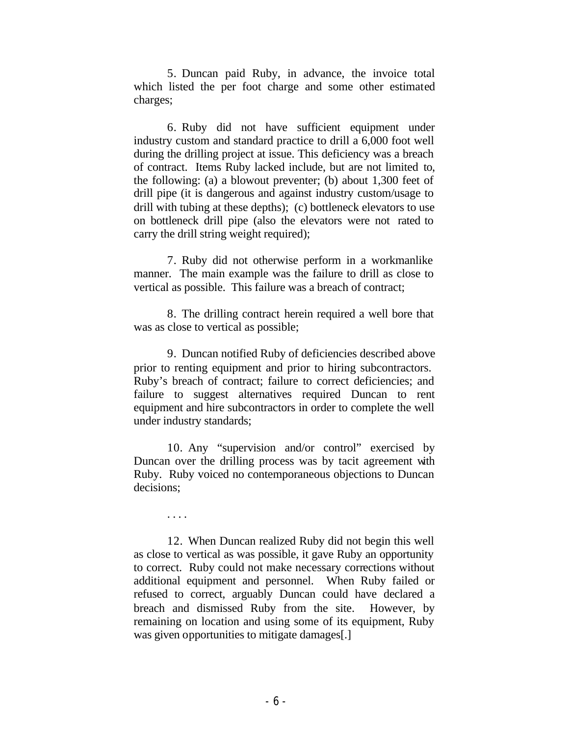5. Duncan paid Ruby, in advance, the invoice total which listed the per foot charge and some other estimated charges;

6. Ruby did not have sufficient equipment under industry custom and standard practice to drill a 6,000 foot well during the drilling project at issue. This deficiency was a breach of contract. Items Ruby lacked include, but are not limited to, the following: (a) a blowout preventer; (b) about 1,300 feet of drill pipe (it is dangerous and against industry custom/usage to drill with tubing at these depths); (c) bottleneck elevators to use on bottleneck drill pipe (also the elevators were not rated to carry the drill string weight required);

7. Ruby did not otherwise perform in a workmanlike manner. The main example was the failure to drill as close to vertical as possible. This failure was a breach of contract;

8. The drilling contract herein required a well bore that was as close to vertical as possible;

9. Duncan notified Ruby of deficiencies described above prior to renting equipment and prior to hiring subcontractors. Ruby's breach of contract; failure to correct deficiencies; and failure to suggest alternatives required Duncan to rent equipment and hire subcontractors in order to complete the well under industry standards;

10. Any "supervision and/or control" exercised by Duncan over the drilling process was by tacit agreement with Ruby. Ruby voiced no contemporaneous objections to Duncan decisions;

. . . .

12. When Duncan realized Ruby did not begin this well as close to vertical as was possible, it gave Ruby an opportunity to correct. Ruby could not make necessary corrections without additional equipment and personnel. When Ruby failed or refused to correct, arguably Duncan could have declared a breach and dismissed Ruby from the site. However, by remaining on location and using some of its equipment, Ruby was given opportunities to mitigate damages[.]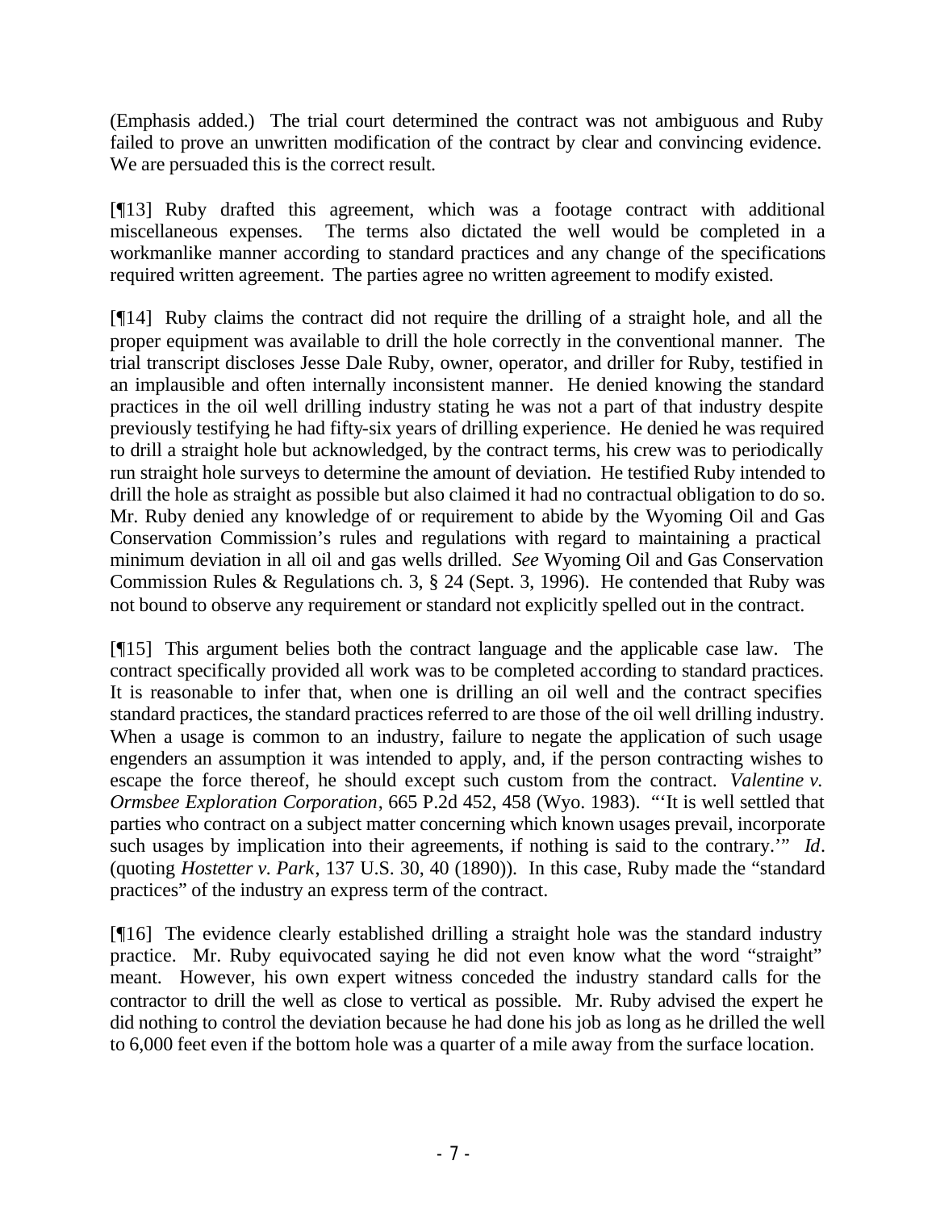(Emphasis added.) The trial court determined the contract was not ambiguous and Ruby failed to prove an unwritten modification of the contract by clear and convincing evidence. We are persuaded this is the correct result.

[¶13] Ruby drafted this agreement, which was a footage contract with additional miscellaneous expenses. The terms also dictated the well would be completed in a workmanlike manner according to standard practices and any change of the specifications required written agreement. The parties agree no written agreement to modify existed.

[¶14] Ruby claims the contract did not require the drilling of a straight hole, and all the proper equipment was available to drill the hole correctly in the conventional manner. The trial transcript discloses Jesse Dale Ruby, owner, operator, and driller for Ruby, testified in an implausible and often internally inconsistent manner. He denied knowing the standard practices in the oil well drilling industry stating he was not a part of that industry despite previously testifying he had fifty-six years of drilling experience. He denied he was required to drill a straight hole but acknowledged, by the contract terms, his crew was to periodically run straight hole surveys to determine the amount of deviation. He testified Ruby intended to drill the hole as straight as possible but also claimed it had no contractual obligation to do so. Mr. Ruby denied any knowledge of or requirement to abide by the Wyoming Oil and Gas Conservation Commission's rules and regulations with regard to maintaining a practical minimum deviation in all oil and gas wells drilled. *See* Wyoming Oil and Gas Conservation Commission Rules & Regulations ch. 3, § 24 (Sept. 3, 1996). He contended that Ruby was not bound to observe any requirement or standard not explicitly spelled out in the contract.

[¶15] This argument belies both the contract language and the applicable case law. The contract specifically provided all work was to be completed according to standard practices. It is reasonable to infer that, when one is drilling an oil well and the contract specifies standard practices, the standard practices referred to are those of the oil well drilling industry. When a usage is common to an industry, failure to negate the application of such usage engenders an assumption it was intended to apply, and, if the person contracting wishes to escape the force thereof, he should except such custom from the contract. *Valentine v. Ormsbee Exploration Corporation*, 665 P.2d 452, 458 (Wyo. 1983). "'It is well settled that parties who contract on a subject matter concerning which known usages prevail, incorporate such usages by implication into their agreements, if nothing is said to the contrary.'" *Id*. (quoting *Hostetter v. Park*, 137 U.S. 30, 40 (1890)). In this case, Ruby made the "standard practices" of the industry an express term of the contract.

[¶16] The evidence clearly established drilling a straight hole was the standard industry practice. Mr. Ruby equivocated saying he did not even know what the word "straight" meant. However, his own expert witness conceded the industry standard calls for the contractor to drill the well as close to vertical as possible. Mr. Ruby advised the expert he did nothing to control the deviation because he had done his job as long as he drilled the well to 6,000 feet even if the bottom hole was a quarter of a mile away from the surface location.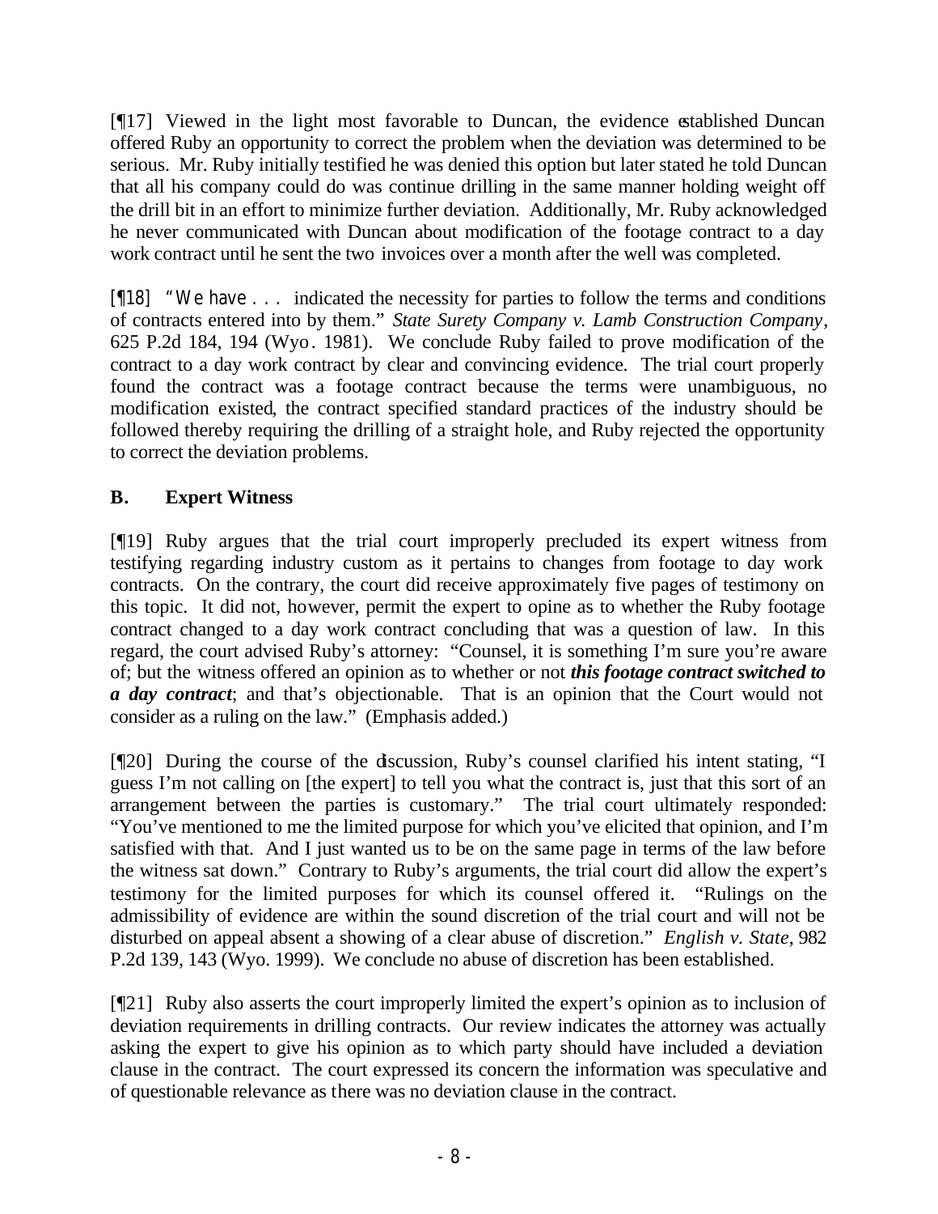[¶17] Viewed in the light most favorable to Duncan, the evidence established Duncan offered Ruby an opportunity to correct the problem when the deviation was determined to be serious. Mr. Ruby initially testified he was denied this option but later stated he told Duncan that all his company could do was continue drilling in the same manner holding weight off the drill bit in an effort to minimize further deviation. Additionally, Mr. Ruby acknowledged he never communicated with Duncan about modification of the footage contract to a day work contract until he sent the two invoices over a month after the well was completed.

[¶18] "We have . . . indicated the necessity for parties to follow the terms and conditions of contracts entered into by them." *State Surety Company v. Lamb Construction Company*, 625 P.2d 184, 194 (Wyo. 1981). We conclude Ruby failed to prove modification of the contract to a day work contract by clear and convincing evidence. The trial court properly found the contract was a footage contract because the terms were unambiguous, no modification existed, the contract specified standard practices of the industry should be followed thereby requiring the drilling of a straight hole, and Ruby rejected the opportunity to correct the deviation problems.

## B. Expert Witness

[¶19] Ruby argues that the trial court improperly precluded its expert witness from testifying regarding industry custom as it pertains to changes from footage to day work contracts. On the contrary, the court did receive approximately five pages of testimony on this topic. It did not, however, permit the expert to opine as to whether the Ruby footage contract changed to a day work contract concluding that was a question of law. In this regard, the court advised Ruby's attorney: "Counsel, it is something I'm sure you're aware of; but the witness offered an opinion as to whether or not ***this footage contract switched to a day contract***; and that's objectionable. That is an opinion that the Court would not consider as a ruling on the law." (Emphasis added.)

[¶20] During the course of the discussion, Ruby's counsel clarified his intent stating, "I guess I'm not calling on [the expert] to tell you what the contract is, just that this sort of an arrangement between the parties is customary." The trial court ultimately responded: "You've mentioned to me the limited purpose for which you've elicited that opinion, and I'm satisfied with that. And I just wanted us to be on the same page in terms of the law before the witness sat down." Contrary to Ruby's arguments, the trial court did allow the expert's testimony for the limited purposes for which its counsel offered it. "Rulings on the admissibility of evidence are within the sound discretion of the trial court and will not be disturbed on appeal absent a showing of a clear abuse of discretion." *English v. State*, 982 P.2d 139, 143 (Wyo. 1999). We conclude no abuse of discretion has been established.

[¶21] Ruby also asserts the court improperly limited the expert's opinion as to inclusion of deviation requirements in drilling contracts. Our review indicates the attorney was actually asking the expert to give his opinion as to which party should have included a deviation clause in the contract. The court expressed its concern the information was speculative and of questionable relevance as there was no deviation clause in the contract.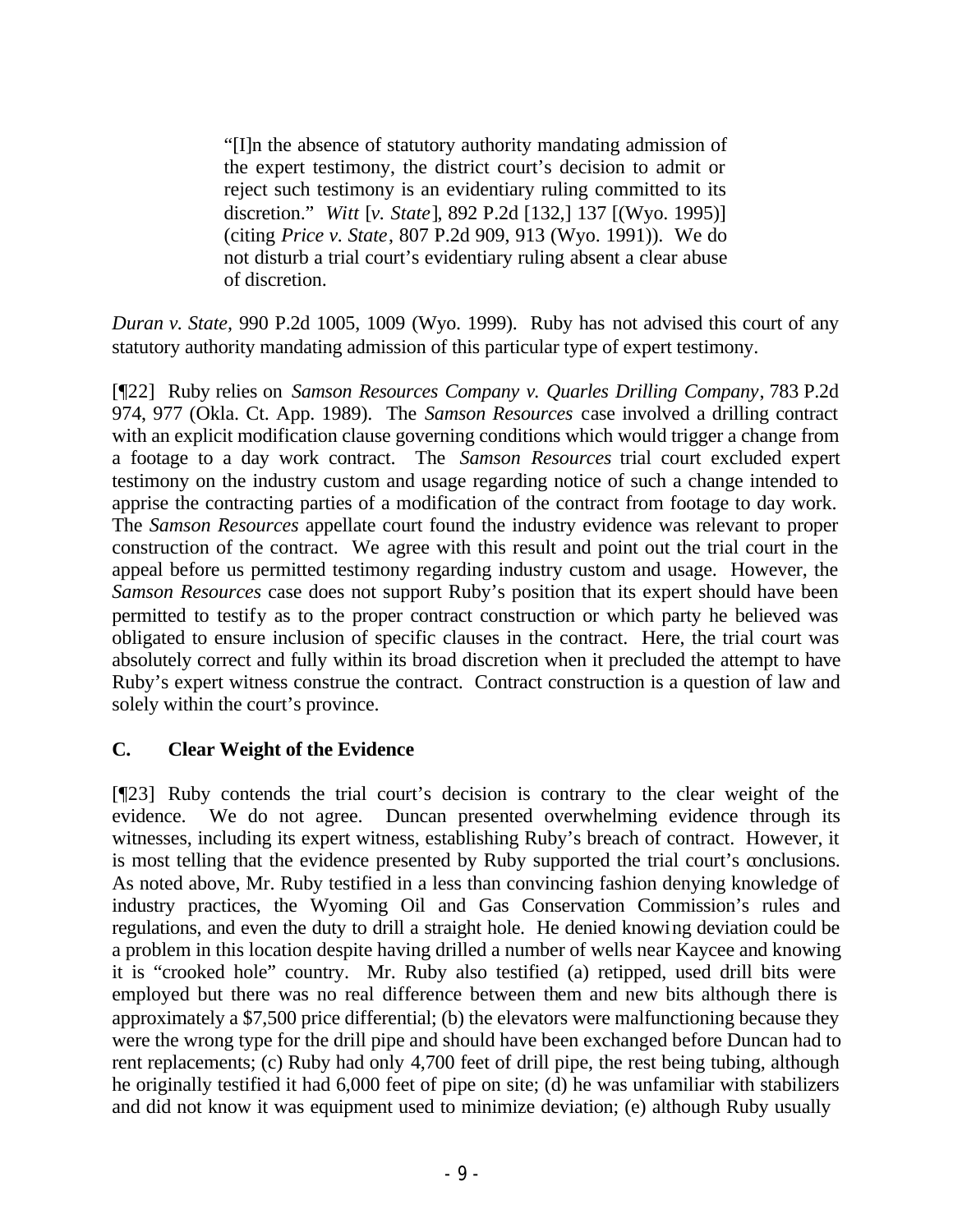> "[I]n the absence of statutory authority mandating admission of the expert testimony, the district court's decision to admit or reject such testimony is an evidentiary ruling committed to its discretion." *Witt* [*v. State*], 892 P.2d [132,] 137 [(Wyo. 1995)] (citing *Price v. State*, 807 P.2d 909, 913 (Wyo. 1991)). We do not disturb a trial court's evidentiary ruling absent a clear abuse of discretion.

*Duran v. State*, 990 P.2d 1005, 1009 (Wyo. 1999). Ruby has not advised this court of any statutory authority mandating admission of this particular type of expert testimony.

[¶22] Ruby relies on *Samson Resources Company v. Quarles Drilling Company*, 783 P.2d 974, 977 (Okla. Ct. App. 1989). The *Samson Resources* case involved a drilling contract with an explicit modification clause governing conditions which would trigger a change from a footage to a day work contract. The *Samson Resources* trial court excluded expert testimony on the industry custom and usage regarding notice of such a change intended to apprise the contracting parties of a modification of the contract from footage to day work. The *Samson Resources* appellate court found the industry evidence was relevant to proper construction of the contract. We agree with this result and point out the trial court in the appeal before us permitted testimony regarding industry custom and usage. However, the *Samson Resources* case does not support Ruby's position that its expert should have been permitted to testify as to the proper contract construction or which party he believed was obligated to ensure inclusion of specific clauses in the contract. Here, the trial court was absolutely correct and fully within its broad discretion when it precluded the attempt to have Ruby's expert witness construe the contract. Contract construction is a question of law and solely within the court's province.

### C. Clear Weight of the Evidence

[¶23] Ruby contends the trial court's decision is contrary to the clear weight of the evidence. We do not agree. Duncan presented overwhelming evidence through its witnesses, including its expert witness, establishing Ruby's breach of contract. However, it is most telling that the evidence presented by Ruby supported the trial court's conclusions. As noted above, Mr. Ruby testified in a less than convincing fashion denying knowledge of industry practices, the Wyoming Oil and Gas Conservation Commission's rules and regulations, and even the duty to drill a straight hole. He denied knowing deviation could be a problem in this location despite having drilled a number of wells near Kaycee and knowing it is "crooked hole" country. Mr. Ruby also testified (a) retipped, used drill bits were employed but there was no real difference between them and new bits although there is approximately a $7,500 price differential; (b) the elevators were malfunctioning because they were the wrong type for the drill pipe and should have been exchanged before Duncan had to rent replacements; (c) Ruby had only 4,700 feet of drill pipe, the rest being tubing, although he originally testified it had 6,000 feet of pipe on site; (d) he was unfamiliar with stabilizers and did not know it was equipment used to minimize deviation; (e) although Ruby usually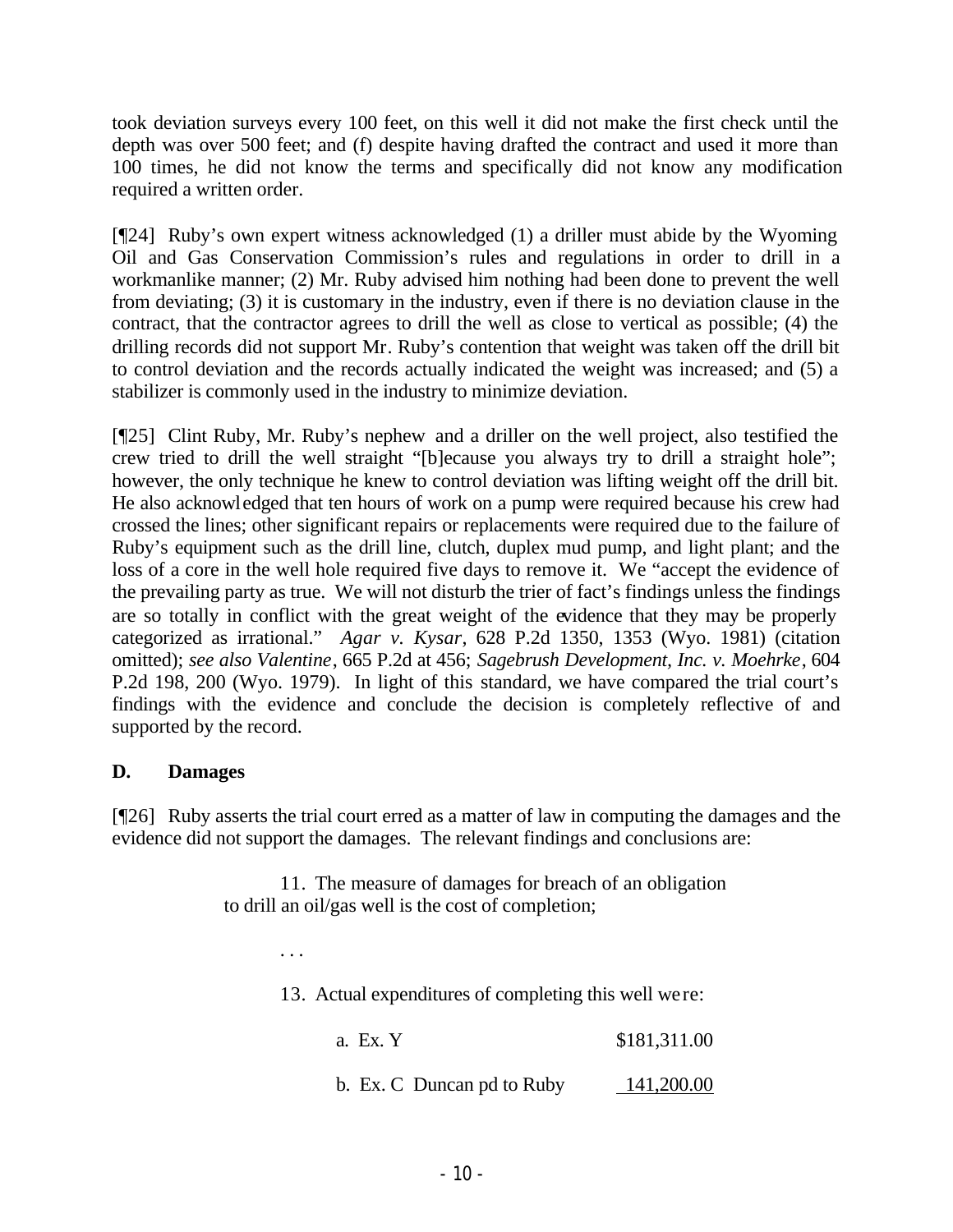took deviation surveys every 100 feet, on this well it did not make the first check until the depth was over 500 feet; and (f) despite having drafted the contract and used it more than 100 times, he did not know the terms and specifically did not know any modification required a written order.

[¶24] Ruby's own expert witness acknowledged (1) a driller must abide by the Wyoming Oil and Gas Conservation Commission's rules and regulations in order to drill in a workmanlike manner; (2) Mr. Ruby advised him nothing had been done to prevent the well from deviating; (3) it is customary in the industry, even if there is no deviation clause in the contract, that the contractor agrees to drill the well as close to vertical as possible; (4) the drilling records did not support Mr. Ruby's contention that weight was taken off the drill bit to control deviation and the records actually indicated the weight was increased; and (5) a stabilizer is commonly used in the industry to minimize deviation.

[¶25] Clint Ruby, Mr. Ruby's nephew and a driller on the well project, also testified the crew tried to drill the well straight "[b]ecause you always try to drill a straight hole"; however, the only technique he knew to control deviation was lifting weight off the drill bit. He also acknowledged that ten hours of work on a pump were required because his crew had crossed the lines; other significant repairs or replacements were required due to the failure of Ruby's equipment such as the drill line, clutch, duplex mud pump, and light plant; and the loss of a core in the well hole required five days to remove it. We "accept the evidence of the prevailing party as true. We will not disturb the trier of fact's findings unless the findings are so totally in conflict with the great weight of the evidence that they may be properly categorized as irrational." *Agar v. Kysar*, 628 P.2d 1350, 1353 (Wyo. 1981) (citation omitted); *see also Valentine*, 665 P.2d at 456; *Sagebrush Development, Inc. v. Moehrke*, 604 P.2d 198, 200 (Wyo. 1979). In light of this standard, we have compared the trial court's findings with the evidence and conclude the decision is completely reflective of and supported by the record.

### D. Damages

[¶26] Ruby asserts the trial court erred as a matter of law in computing the damages and the evidence did not support the damages. The relevant findings and conclusions are:

> 11. The measure of damages for breach of an obligation to drill an oil/gas well is the cost of completion;
>
> . . .
>
> 13. Actual expenditures of completing this well were:
>
> | | |
> |---|---|
> | a. Ex. Y | $181,311.00 |
> | b. Ex. C Duncan pd to Ruby | 141,200.00 |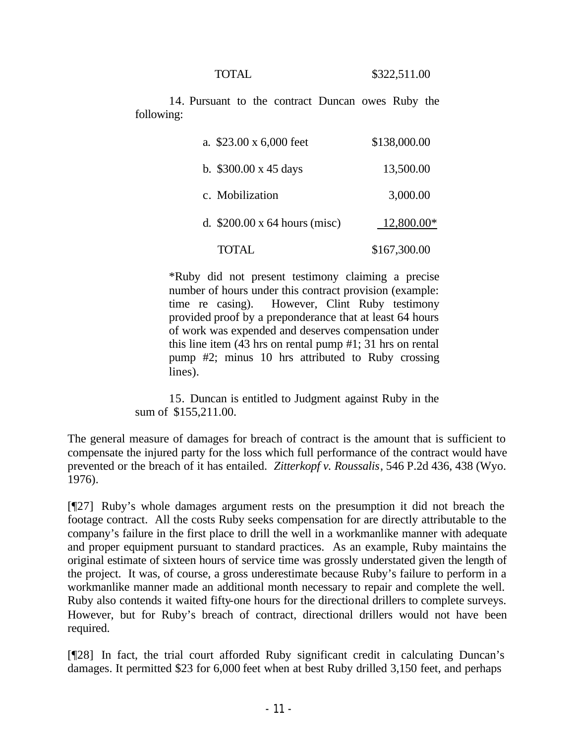| TOTAL | $322,511.00 |
|---|---|

14. Pursuant to the contract Duncan owes Ruby the following:

| | |
|---|---|
| a. $23.00 x 6,000 feet | $138,000.00 |
| b. $300.00 x 45 days | 13,500.00 |
| c. Mobilization | 3,000.00 |
| d. $200.00 x 64 hours (misc) | 12,800.00* |
| TOTAL | $167,300.00 |

> *Ruby did not present testimony claiming a precise number of hours under this contract provision (example: time re casing). However, Clint Ruby testimony provided proof by a preponderance that at least 64 hours of work was expended and deserves compensation under this line item (43 hrs on rental pump #1; 31 hrs on rental pump #2; minus 10 hrs attributed to Ruby crossing lines).

15. Duncan is entitled to Judgment against Ruby in the sum of $155,211.00.

The general measure of damages for breach of contract is the amount that is sufficient to compensate the injured party for the loss which full performance of the contract would have prevented or the breach of it has entailed. *Zitterkopf v. Roussalis*, 546 P.2d 436, 438 (Wyo. 1976).

[¶27] Ruby's whole damages argument rests on the presumption it did not breach the footage contract. All the costs Ruby seeks compensation for are directly attributable to the company's failure in the first place to drill the well in a workmanlike manner with adequate and proper equipment pursuant to standard practices. As an example, Ruby maintains the original estimate of sixteen hours of service time was grossly understated given the length of the project. It was, of course, a gross underestimate because Ruby's failure to perform in a workmanlike manner made an additional month necessary to repair and complete the well. Ruby also contends it waited fifty-one hours for the directional drillers to complete surveys. However, but for Ruby's breach of contract, directional drillers would not have been required.

[¶28] In fact, the trial court afforded Ruby significant credit in calculating Duncan's damages. It permitted $23 for 6,000 feet when at best Ruby drilled 3,150 feet, and perhaps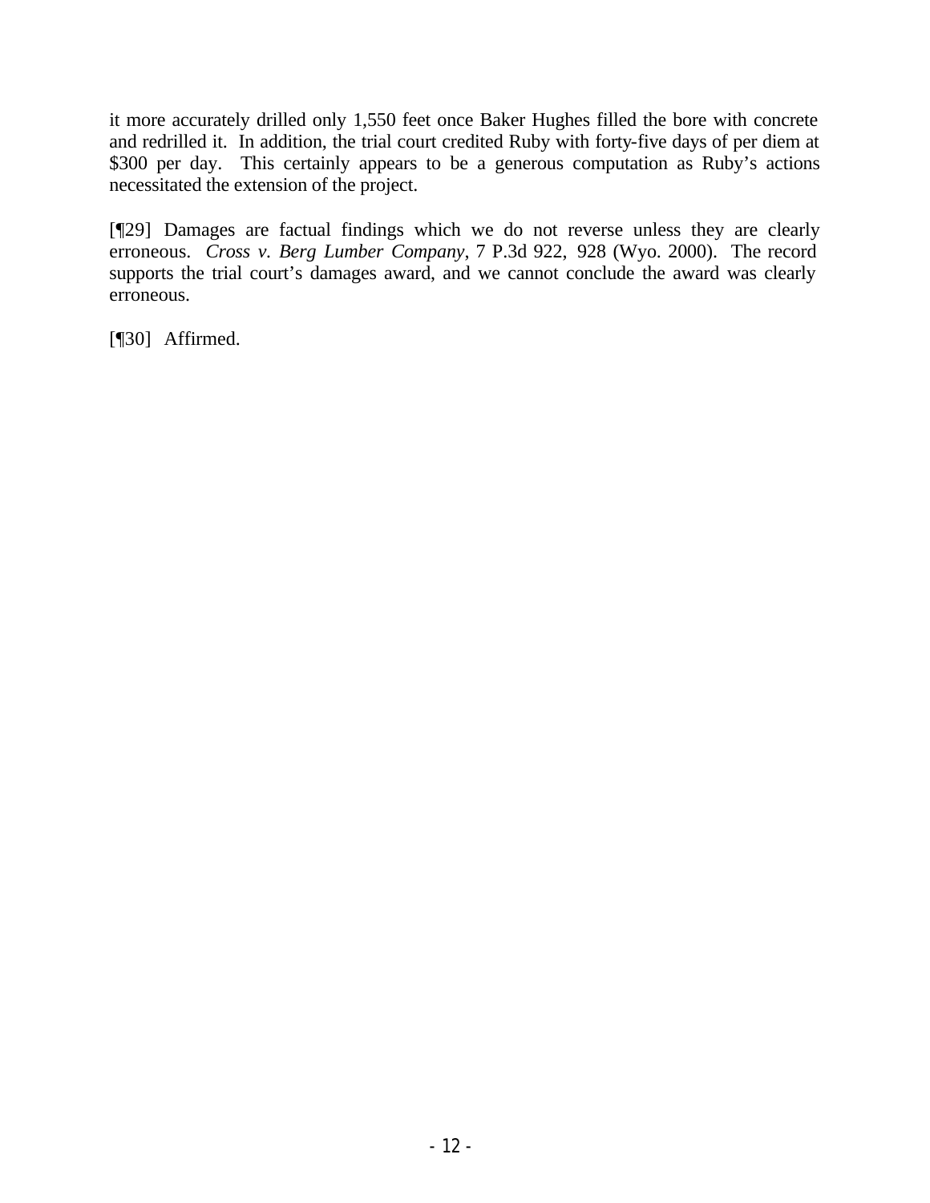it more accurately drilled only 1,550 feet once Baker Hughes filled the bore with concrete and redrilled it. In addition, the trial court credited Ruby with forty-five days of per diem at $300 per day. This certainly appears to be a generous computation as Ruby's actions necessitated the extension of the project.

[¶29] Damages are factual findings which we do not reverse unless they are clearly erroneous. *Cross v. Berg Lumber Company*, 7 P.3d 922, 928 (Wyo. 2000). The record supports the trial court's damages award, and we cannot conclude the award was clearly erroneous.

[¶30] Affirmed.